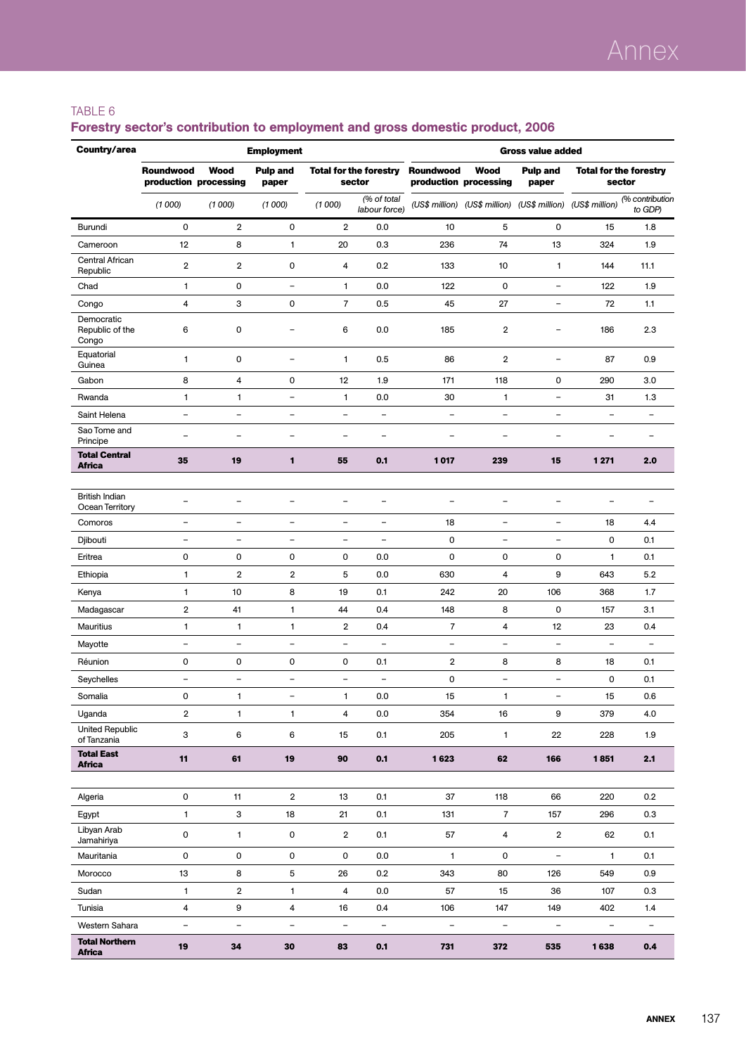TABLE 6

## Forestry sector's contribution to employment and gross domestic product, 2006

| Country/area | Employment | | | | | Gross value added | | | | |
|---|---|---|---|---|---|---|---|---|---|---|
| | Roundwood production | Wood processing | Pulp and paper | Total for the forestry sector | | Roundwood production | Wood processing | Pulp and paper | Total for the forestry sector | |
| | *(1 000)* | *(1 000)* | *(1 000)* | *(1 000)* | *(% of total labour force)* | *(US$ million)* | *(US$ million)* | *(US$ million)* | *(US$ million)* | *(% contribution to GDP)* |
| Burundi | 0 | 2 | 0 | 2 | 0.0 | 10 | 5 | 0 | 15 | 1.8 |
| Cameroon | 12 | 8 | 1 | 20 | 0.3 | 236 | 74 | 13 | 324 | 1.9 |
| Central African Republic | 2 | 2 | 0 | 4 | 0.2 | 133 | 10 | 1 | 144 | 11.1 |
| Chad | 1 | 0 | – | 1 | 0.0 | 122 | 0 | – | 122 | 1.9 |
| Congo | 4 | 3 | 0 | 7 | 0.5 | 45 | 27 | – | 72 | 1.1 |
| Democratic Republic of the Congo | 6 | 0 | – | 6 | 0.0 | 185 | 2 | – | 186 | 2.3 |
| Equatorial Guinea | 1 | 0 | – | 1 | 0.5 | 86 | 2 | – | 87 | 0.9 |
| Gabon | 8 | 4 | 0 | 12 | 1.9 | 171 | 118 | 0 | 290 | 3.0 |
| Rwanda | 1 | 1 | – | 1 | 0.0 | 30 | 1 | – | 31 | 1.3 |
| Saint Helena | – | – | – | – | – | – | – | – | – | – |
| Sao Tome and Principe | – | – | – | – | – | – | – | – | – | – |
| **Total Central Africa** | **35** | **19** | **1** | **55** | **0.1** | **1 017** | **239** | **15** | **1 271** | **2.0** |
| | | | | | | | | | | |
| British Indian Ocean Territory | – | – | – | – | – | – | – | – | – | – |
| Comoros | – | – | – | – | – | 18 | – | – | 18 | 4.4 |
| Djibouti | – | – | – | – | – | 0 | – | – | 0 | 0.1 |
| Eritrea | 0 | 0 | 0 | 0 | 0.0 | 0 | 0 | 0 | 1 | 0.1 |
| Ethiopia | 1 | 2 | 2 | 5 | 0.0 | 630 | 4 | 9 | 643 | 5.2 |
| Kenya | 1 | 10 | 8 | 19 | 0.1 | 242 | 20 | 106 | 368 | 1.7 |
| Madagascar | 2 | 41 | 1 | 44 | 0.4 | 148 | 8 | 0 | 157 | 3.1 |
| Mauritius | 1 | 1 | 1 | 2 | 0.4 | 7 | 4 | 12 | 23 | 0.4 |
| Mayotte | – | – | – | – | – | – | – | – | – | – |
| Réunion | 0 | 0 | 0 | 0 | 0.1 | 2 | 8 | 8 | 18 | 0.1 |
| Seychelles | – | – | – | – | – | 0 | – | – | 0 | 0.1 |
| Somalia | 0 | 1 | – | 1 | 0.0 | 15 | 1 | – | 15 | 0.6 |
| Uganda | 2 | 1 | 1 | 4 | 0.0 | 354 | 16 | 9 | 379 | 4.0 |
| United Republic of Tanzania | 3 | 6 | 6 | 15 | 0.1 | 205 | 1 | 22 | 228 | 1.9 |
| **Total East Africa** | **11** | **61** | **19** | **90** | **0.1** | **1 623** | **62** | **166** | **1 851** | **2.1** |
| | | | | | | | | | | |
| Algeria | 0 | 11 | 2 | 13 | 0.1 | 37 | 118 | 66 | 220 | 0.2 |
| Egypt | 1 | 3 | 18 | 21 | 0.1 | 131 | 7 | 157 | 296 | 0.3 |
| Libyan Arab Jamahiriya | 0 | 1 | 0 | 2 | 0.1 | 57 | 4 | 2 | 62 | 0.1 |
| Mauritania | 0 | 0 | 0 | 0 | 0.0 | 1 | 0 | – | 1 | 0.1 |
| Morocco | 13 | 8 | 5 | 26 | 0.2 | 343 | 80 | 126 | 549 | 0.9 |
| Sudan | 1 | 2 | 1 | 4 | 0.0 | 57 | 15 | 36 | 107 | 0.3 |
| Tunisia | 4 | 9 | 4 | 16 | 0.4 | 106 | 147 | 149 | 402 | 1.4 |
| Western Sahara | – | – | – | – | – | – | – | – | – | – |
| **Total Northern Africa** | **19** | **34** | **30** | **83** | **0.1** | **731** | **372** | **535** | **1 638** | **0.4** |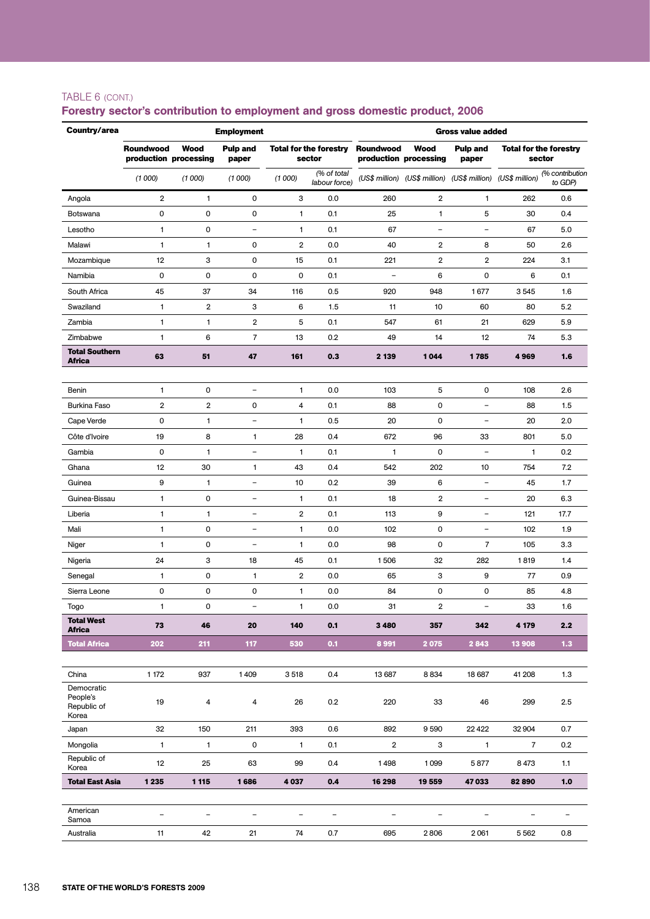TABLE 6 (CONT.)

## Forestry sector's contribution to employment and gross domestic product, 2006

| Country/area | Employment | | | | | Gross value added | | | | |
|---|---|---|---|---|---|---|---|---|---|---|
| | Roundwood production | Wood processing | Pulp and paper | Total for the forestry sector | | Roundwood production | Wood processing | Pulp and paper | Total for the forestry sector | |
| | *(1 000)* | *(1 000)* | *(1 000)* | *(1 000)* | *(% of total labour force)* | *(US$ million)* | *(US$ million)* | *(US$ million)* | *(US$ million)* | *(% contribution to GDP)* |
| Angola | 2 | 1 | 0 | 3 | 0.0 | 260 | 2 | 1 | 262 | 0.6 |
| Botswana | 0 | 0 | 0 | 1 | 0.1 | 25 | 1 | 5 | 30 | 0.4 |
| Lesotho | 1 | 0 | – | 1 | 0.1 | 67 | – | – | 67 | 5.0 |
| Malawi | 1 | 1 | 0 | 2 | 0.0 | 40 | 2 | 8 | 50 | 2.6 |
| Mozambique | 12 | 3 | 0 | 15 | 0.1 | 221 | 2 | 2 | 224 | 3.1 |
| Namibia | 0 | 0 | 0 | 0 | 0.1 | – | 6 | 0 | 6 | 0.1 |
| South Africa | 45 | 37 | 34 | 116 | 0.5 | 920 | 948 | 1 677 | 3 545 | 1.6 |
| Swaziland | 1 | 2 | 3 | 6 | 1.5 | 11 | 10 | 60 | 80 | 5.2 |
| Zambia | 1 | 1 | 2 | 5 | 0.1 | 547 | 61 | 21 | 629 | 5.9 |
| Zimbabwe | 1 | 6 | 7 | 13 | 0.2 | 49 | 14 | 12 | 74 | 5.3 |
| **Total Southern Africa** | **63** | **51** | **47** | **161** | **0.3** | **2 139** | **1 044** | **1 785** | **4 969** | **1.6** |
| | | | | | | | | | | |
| Benin | 1 | 0 | – | 1 | 0.0 | 103 | 5 | 0 | 108 | 2.6 |
| Burkina Faso | 2 | 2 | 0 | 4 | 0.1 | 88 | 0 | – | 88 | 1.5 |
| Cape Verde | 0 | 1 | – | 1 | 0.5 | 20 | 0 | – | 20 | 2.0 |
| Côte d'Ivoire | 19 | 8 | 1 | 28 | 0.4 | 672 | 96 | 33 | 801 | 5.0 |
| Gambia | 0 | 1 | – | 1 | 0.1 | 1 | 0 | – | 1 | 0.2 |
| Ghana | 12 | 30 | 1 | 43 | 0.4 | 542 | 202 | 10 | 754 | 7.2 |
| Guinea | 9 | 1 | – | 10 | 0.2 | 39 | 6 | – | 45 | 1.7 |
| Guinea-Bissau | 1 | 0 | – | 1 | 0.1 | 18 | 2 | – | 20 | 6.3 |
| Liberia | 1 | 1 | – | 2 | 0.1 | 113 | 9 | – | 121 | 17.7 |
| Mali | 1 | 0 | – | 1 | 0.0 | 102 | 0 | – | 102 | 1.9 |
| Niger | 1 | 0 | – | 1 | 0.0 | 98 | 0 | 7 | 105 | 3.3 |
| Nigeria | 24 | 3 | 18 | 45 | 0.1 | 1 506 | 32 | 282 | 1 819 | 1.4 |
| Senegal | 1 | 0 | 1 | 2 | 0.0 | 65 | 3 | 9 | 77 | 0.9 |
| Sierra Leone | 0 | 0 | 0 | 1 | 0.0 | 84 | 0 | 0 | 85 | 4.8 |
| Togo | 1 | 0 | – | 1 | 0.0 | 31 | 2 | – | 33 | 1.6 |
| **Total West Africa** | **73** | **46** | **20** | **140** | **0.1** | **3 480** | **357** | **342** | **4 179** | **2.2** |
| **Total Africa** | **202** | **211** | **117** | **530** | **0.1** | **8 991** | **2 075** | **2 843** | **13 908** | **1.3** |
| | | | | | | | | | | |
| China | 1 172 | 937 | 1 409 | 3 518 | 0.4 | 13 687 | 8 834 | 18 687 | 41 208 | 1.3 |
| Democratic People's Republic of Korea | 19 | 4 | 4 | 26 | 0.2 | 220 | 33 | 46 | 299 | 2.5 |
| Japan | 32 | 150 | 211 | 393 | 0.6 | 892 | 9 590 | 22 422 | 32 904 | 0.7 |
| Mongolia | 1 | 1 | 0 | 1 | 0.1 | 2 | 3 | 1 | 7 | 0.2 |
| Republic of Korea | 12 | 25 | 63 | 99 | 0.4 | 1 498 | 1 099 | 5 877 | 8 473 | 1.1 |
| **Total East Asia** | **1 235** | **1 115** | **1 686** | **4 037** | **0.4** | **16 298** | **19 559** | **47 033** | **82 890** | **1.0** |
| | | | | | | | | | | |
| American Samoa | – | – | – | – | – | – | – | – | – | – |
| Australia | 11 | 42 | 21 | 74 | 0.7 | 695 | 2 806 | 2 061 | 5 562 | 0.8 |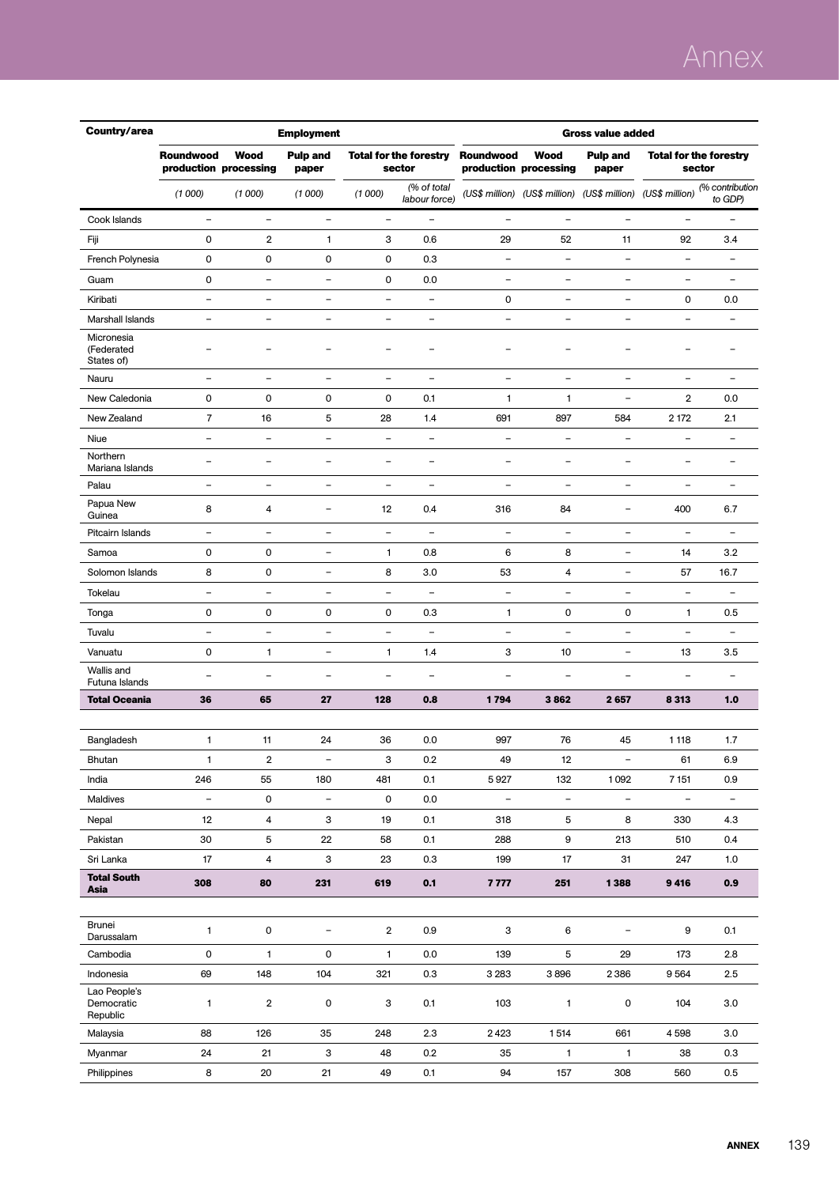| Country/area | Employment | | | | | Gross value added | | | | |
|---|---|---|---|---|---|---|---|---|---|---|
| | Roundwood production | Wood processing | Pulp and paper | Total for the forestry sector | | Roundwood production | Wood processing | Pulp and paper | Total for the forestry sector | |
| | *(1 000)* | *(1 000)* | *(1 000)* | *(1 000)* | *(% of total labour force)* | *(US$ million)* | *(US$ million)* | *(US$ million)* | *(US$ million)* | *(% contribution to GDP)* |
| Cook Islands | – | – | – | – | – | – | – | – | – | – |
| Fiji | 0 | 2 | 1 | 3 | 0.6 | 29 | 52 | 11 | 92 | 3.4 |
| French Polynesia | 0 | 0 | 0 | 0 | 0.3 | – | – | – | – | – |
| Guam | 0 | – | – | 0 | 0.0 | – | – | – | – | – |
| Kiribati | – | – | – | – | – | 0 | – | – | 0 | 0.0 |
| Marshall Islands | – | – | – | – | – | – | – | – | – | – |
| Micronesia (Federated States of) | – | – | – | – | – | – | – | – | – | – |
| Nauru | – | – | – | – | – | – | – | – | – | – |
| New Caledonia | 0 | 0 | 0 | 0 | 0.1 | 1 | 1 | – | 2 | 0.0 |
| New Zealand | 7 | 16 | 5 | 28 | 1.4 | 691 | 897 | 584 | 2 172 | 2.1 |
| Niue | – | – | – | – | – | – | – | – | – | – |
| Northern Mariana Islands | – | – | – | – | – | – | – | – | – | – |
| Palau | – | – | – | – | – | – | – | – | – | – |
| Papua New Guinea | 8 | 4 | – | 12 | 0.4 | 316 | 84 | – | 400 | 6.7 |
| Pitcairn Islands | – | – | – | – | – | – | – | – | – | – |
| Samoa | 0 | 0 | – | 1 | 0.8 | 6 | 8 | – | 14 | 3.2 |
| Solomon Islands | 8 | 0 | – | 8 | 3.0 | 53 | 4 | – | 57 | 16.7 |
| Tokelau | – | – | – | – | – | – | – | – | – | – |
| Tonga | 0 | 0 | 0 | 0 | 0.3 | 1 | 0 | 0 | 1 | 0.5 |
| Tuvalu | – | – | – | – | – | – | – | – | – | – |
| Vanuatu | 0 | 1 | – | 1 | 1.4 | 3 | 10 | – | 13 | 3.5 |
| Wallis and Futuna Islands | – | – | – | – | – | – | – | – | – | – |
| **Total Oceania** | **36** | **65** | **27** | **128** | **0.8** | **1 794** | **3 862** | **2 657** | **8 313** | **1.0** |
| | | | | | | | | | | |
| Bangladesh | 1 | 11 | 24 | 36 | 0.0 | 997 | 76 | 45 | 1 118 | 1.7 |
| Bhutan | 1 | 2 | – | 3 | 0.2 | 49 | 12 | – | 61 | 6.9 |
| India | 246 | 55 | 180 | 481 | 0.1 | 5 927 | 132 | 1 092 | 7 151 | 0.9 |
| Maldives | – | 0 | – | 0 | 0.0 | – | – | – | – | – |
| Nepal | 12 | 4 | 3 | 19 | 0.1 | 318 | 5 | 8 | 330 | 4.3 |
| Pakistan | 30 | 5 | 22 | 58 | 0.1 | 288 | 9 | 213 | 510 | 0.4 |
| Sri Lanka | 17 | 4 | 3 | 23 | 0.3 | 199 | 17 | 31 | 247 | 1.0 |
| **Total South Asia** | **308** | **80** | **231** | **619** | **0.1** | **7 777** | **251** | **1 388** | **9 416** | **0.9** |
| | | | | | | | | | | |
| Brunei Darussalam | 1 | 0 | – | 2 | 0.9 | 3 | 6 | – | 9 | 0.1 |
| Cambodia | 0 | 1 | 0 | 1 | 0.0 | 139 | 5 | 29 | 173 | 2.8 |
| Indonesia | 69 | 148 | 104 | 321 | 0.3 | 3 283 | 3 896 | 2 386 | 9 564 | 2.5 |
| Lao People's Democratic Republic | 1 | 2 | 0 | 3 | 0.1 | 103 | 1 | 0 | 104 | 3.0 |
| Malaysia | 88 | 126 | 35 | 248 | 2.3 | 2 423 | 1 514 | 661 | 4 598 | 3.0 |
| Myanmar | 24 | 21 | 3 | 48 | 0.2 | 35 | 1 | 1 | 38 | 0.3 |
| Philippines | 8 | 20 | 21 | 49 | 0.1 | 94 | 157 | 308 | 560 | 0.5 |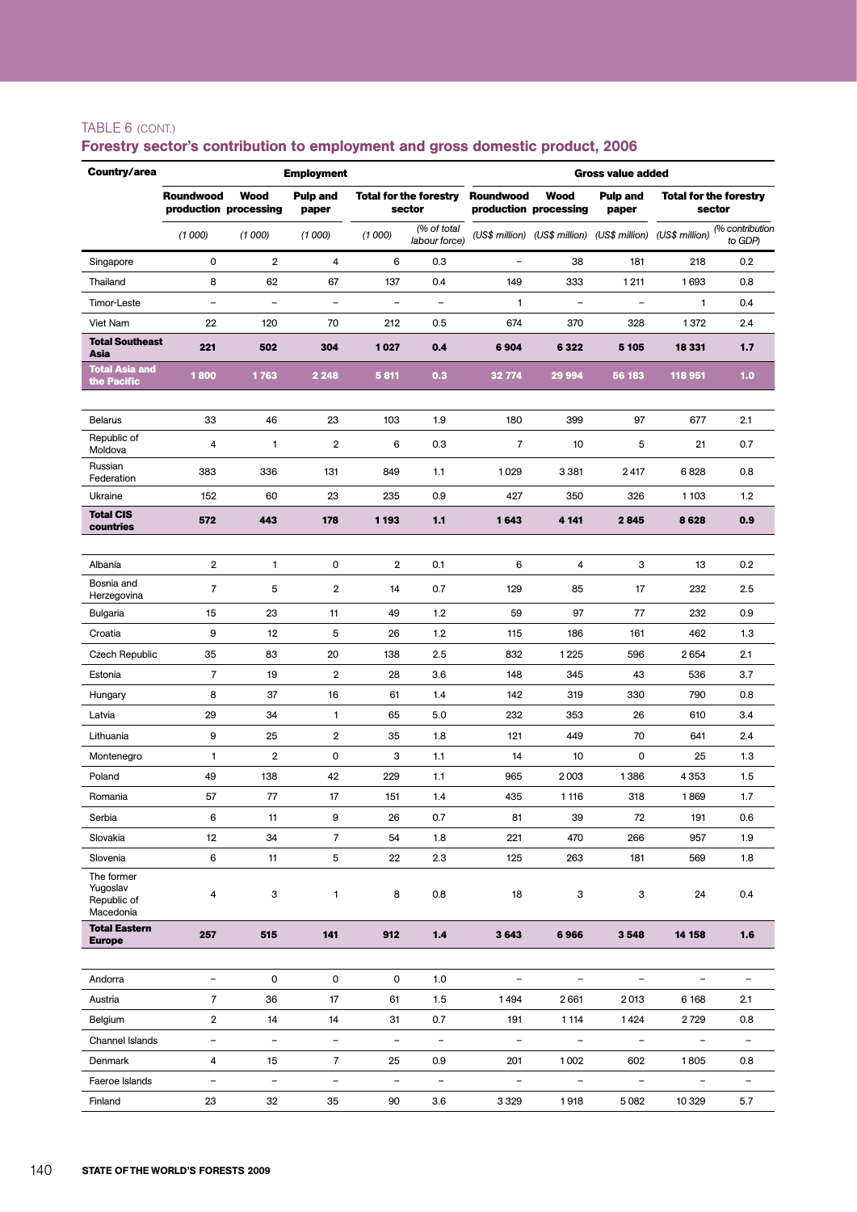TABLE 6 (CONT.)

## Forestry sector's contribution to employment and gross domestic product, 2006

| Country/area | Employment | | | | | Gross value added | | | | |
|---|---|---|---|---|---|---|---|---|---|---|
| | Roundwood production | Wood processing | Pulp and paper | Total for the forestry sector | | Roundwood production | Wood processing | Pulp and paper | Total for the forestry sector | |
| | *(1 000)* | *(1 000)* | *(1 000)* | *(1 000)* | *(% of total labour force)* | *(US$ million)* | *(US$ million)* | *(US$ million)* | *(US$ million)* | *(% contribution to GDP)* |
| Singapore | 0 | 2 | 4 | 6 | 0.3 | – | 38 | 181 | 218 | 0.2 |
| Thailand | 8 | 62 | 67 | 137 | 0.4 | 149 | 333 | 1 211 | 1 693 | 0.8 |
| Timor-Leste | – | – | – | – | – | 1 | – | – | 1 | 0.4 |
| Viet Nam | 22 | 120 | 70 | 212 | 0.5 | 674 | 370 | 328 | 1 372 | 2.4 |
| **Total Southeast Asia** | **221** | **502** | **304** | **1 027** | **0.4** | **6 904** | **6 322** | **5 105** | **18 331** | **1.7** |
| **Total Asia and the Pacific** | **1 800** | **1 763** | **2 248** | **5 811** | **0.3** | **32 774** | **29 994** | **56 183** | **118 951** | **1.0** |
| | | | | | | | | | | |
| Belarus | 33 | 46 | 23 | 103 | 1.9 | 180 | 399 | 97 | 677 | 2.1 |
| Republic of Moldova | 4 | 1 | 2 | 6 | 0.3 | 7 | 10 | 5 | 21 | 0.7 |
| Russian Federation | 383 | 336 | 131 | 849 | 1.1 | 1 029 | 3 381 | 2 417 | 6 828 | 0.8 |
| Ukraine | 152 | 60 | 23 | 235 | 0.9 | 427 | 350 | 326 | 1 103 | 1.2 |
| **Total CIS countries** | **572** | **443** | **178** | **1 193** | **1.1** | **1 643** | **4 141** | **2 845** | **8 628** | **0.9** |
| | | | | | | | | | | |
| Albania | 2 | 1 | 0 | 2 | 0.1 | 6 | 4 | 3 | 13 | 0.2 |
| Bosnia and Herzegovina | 7 | 5 | 2 | 14 | 0.7 | 129 | 85 | 17 | 232 | 2.5 |
| Bulgaria | 15 | 23 | 11 | 49 | 1.2 | 59 | 97 | 77 | 232 | 0.9 |
| Croatia | 9 | 12 | 5 | 26 | 1.2 | 115 | 186 | 161 | 462 | 1.3 |
| Czech Republic | 35 | 83 | 20 | 138 | 2.5 | 832 | 1 225 | 596 | 2 654 | 2.1 |
| Estonia | 7 | 19 | 2 | 28 | 3.6 | 148 | 345 | 43 | 536 | 3.7 |
| Hungary | 8 | 37 | 16 | 61 | 1.4 | 142 | 319 | 330 | 790 | 0.8 |
| Latvia | 29 | 34 | 1 | 65 | 5.0 | 232 | 353 | 26 | 610 | 3.4 |
| Lithuania | 9 | 25 | 2 | 35 | 1.8 | 121 | 449 | 70 | 641 | 2.4 |
| Montenegro | 1 | 2 | 0 | 3 | 1.1 | 14 | 10 | 0 | 25 | 1.3 |
| Poland | 49 | 138 | 42 | 229 | 1.1 | 965 | 2 003 | 1 386 | 4 353 | 1.5 |
| Romania | 57 | 77 | 17 | 151 | 1.4 | 435 | 1 116 | 318 | 1 869 | 1.7 |
| Serbia | 6 | 11 | 9 | 26 | 0.7 | 81 | 39 | 72 | 191 | 0.6 |
| Slovakia | 12 | 34 | 7 | 54 | 1.8 | 221 | 470 | 266 | 957 | 1.9 |
| Slovenia | 6 | 11 | 5 | 22 | 2.3 | 125 | 263 | 181 | 569 | 1.8 |
| The former Yugoslav Republic of Macedonia | 4 | 3 | 1 | 8 | 0.8 | 18 | 3 | 3 | 24 | 0.4 |
| **Total Eastern Europe** | **257** | **515** | **141** | **912** | **1.4** | **3 643** | **6 966** | **3 548** | **14 158** | **1.6** |
| | | | | | | | | | | |
| Andorra | – | 0 | 0 | 0 | 1.0 | – | – | – | – | – |
| Austria | 7 | 36 | 17 | 61 | 1.5 | 1 494 | 2 661 | 2 013 | 6 168 | 2.1 |
| Belgium | 2 | 14 | 14 | 31 | 0.7 | 191 | 1 114 | 1 424 | 2 729 | 0.8 |
| Channel Islands | – | – | – | – | – | – | – | – | – | – |
| Denmark | 4 | 15 | 7 | 25 | 0.9 | 201 | 1 002 | 602 | 1 805 | 0.8 |
| Faeroe Islands | – | – | – | – | – | – | – | – | – | – |
| Finland | 23 | 32 | 35 | 90 | 3.6 | 3 329 | 1 918 | 5 082 | 10 329 | 5.7 |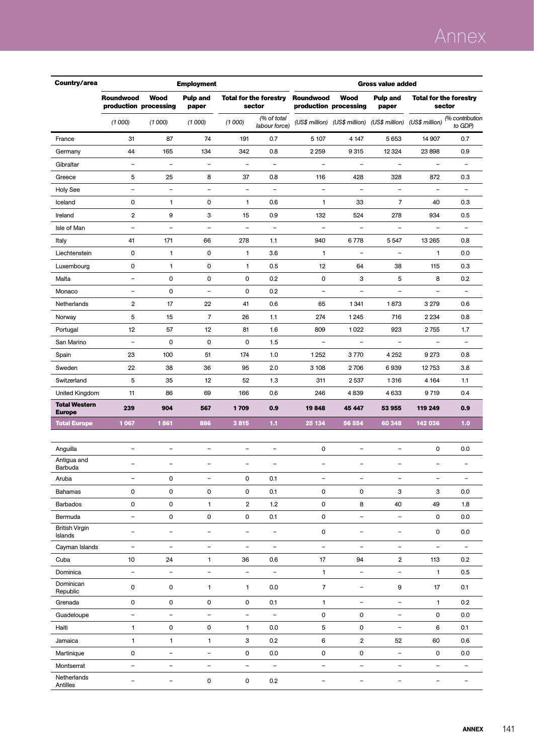| Country/area | Employment | | | | | Gross value added | | | | |
|---|---|---|---|---|---|---|---|---|---|---|
| | **Roundwood production** | **Wood processing** | **Pulp and paper** | **Total for the forestry sector** | | **Roundwood production** | **Wood processing** | **Pulp and paper** | **Total for the forestry sector** | |
| | *(1 000)* | *(1 000)* | *(1 000)* | *(1 000)* | *(% of total labour force)* | *(US$ million)* | *(US$ million)* | *(US$ million)* | *(US$ million)* | *(% contribution to GDP)* |
| France | 31 | 87 | 74 | 191 | 0.7 | 5 107 | 4 147 | 5 653 | 14 907 | 0.7 |
| Germany | 44 | 165 | 134 | 342 | 0.8 | 2 259 | 9 315 | 12 324 | 23 898 | 0.9 |
| Gibraltar | – | – | – | – | – | – | – | – | – | – |
| Greece | 5 | 25 | 8 | 37 | 0.8 | 116 | 428 | 328 | 872 | 0.3 |
| Holy See | – | – | – | – | – | – | – | – | – | – |
| Iceland | 0 | 1 | 0 | 1 | 0.6 | 1 | 33 | 7 | 40 | 0.3 |
| Ireland | 2 | 9 | 3 | 15 | 0.9 | 132 | 524 | 278 | 934 | 0.5 |
| Isle of Man | – | – | – | – | – | – | – | – | – | – |
| Italy | 41 | 171 | 66 | 278 | 1.1 | 940 | 6 778 | 5 547 | 13 265 | 0.8 |
| Liechtenstein | 0 | 1 | 0 | 1 | 3.6 | 1 | – | – | 1 | 0.0 |
| Luxembourg | 0 | 1 | 0 | 1 | 0.5 | 12 | 64 | 38 | 115 | 0.3 |
| Malta | – | 0 | 0 | 0 | 0.2 | 0 | 3 | 5 | 8 | 0.2 |
| Monaco | – | 0 | – | 0 | 0.2 | – | – | – | – | – |
| Netherlands | 2 | 17 | 22 | 41 | 0.6 | 65 | 1 341 | 1 873 | 3 279 | 0.6 |
| Norway | 5 | 15 | 7 | 26 | 1.1 | 274 | 1 245 | 716 | 2 234 | 0.8 |
| Portugal | 12 | 57 | 12 | 81 | 1.6 | 809 | 1 022 | 923 | 2 755 | 1.7 |
| San Marino | – | 0 | 0 | 0 | 1.5 | – | – | – | – | – |
| Spain | 23 | 100 | 51 | 174 | 1.0 | 1 252 | 3 770 | 4 252 | 9 273 | 0.8 |
| Sweden | 22 | 38 | 36 | 95 | 2.0 | 3 108 | 2 706 | 6 939 | 12 753 | 3.8 |
| Switzerland | 5 | 35 | 12 | 52 | 1.3 | 311 | 2 537 | 1 316 | 4 164 | 1.1 |
| United Kingdom | 11 | 86 | 69 | 166 | 0.6 | 246 | 4 839 | 4 633 | 9 719 | 0.4 |
| **Total Western Europe** | **239** | **904** | **567** | **1 709** | **0.9** | **19 848** | **45 447** | **53 955** | **119 249** | **0.9** |
| **Total Europe** | **1 067** | **1 861** | **886** | **3 815** | **1.1** | **25 134** | **56 554** | **60 348** | **142 036** | **1.0** |
| Anguilla | – | – | – | – | – | 0 | – | – | 0 | 0.0 |
| Antigua and Barbuda | – | – | – | – | – | – | – | – | – | – |
| Aruba | – | 0 | – | 0 | 0.1 | – | – | – | – | – |
| Bahamas | 0 | 0 | 0 | 0 | 0.1 | 0 | 0 | 3 | 3 | 0.0 |
| Barbados | 0 | 0 | 1 | 2 | 1.2 | 0 | 8 | 40 | 49 | 1.8 |
| Bermuda | – | 0 | 0 | 0 | 0.1 | 0 | – | – | 0 | 0.0 |
| British Virgin Islands | – | – | – | – | – | 0 | – | – | 0 | 0.0 |
| Cayman Islands | – | – | – | – | – | – | – | – | – | – |
| Cuba | 10 | 24 | 1 | 36 | 0.6 | 17 | 94 | 2 | 113 | 0.2 |
| Dominica | – | – | – | – | – | 1 | – | – | 1 | 0.5 |
| Dominican Republic | 0 | 0 | 1 | 1 | 0.0 | 7 | – | 9 | 17 | 0.1 |
| Grenada | 0 | 0 | 0 | 0 | 0.1 | 1 | – | – | 1 | 0.2 |
| Guadeloupe | – | – | – | – | – | 0 | 0 | – | 0 | 0.0 |
| Haiti | 1 | 0 | 0 | 1 | 0.0 | 5 | 0 | – | 6 | 0.1 |
| Jamaica | 1 | 1 | 1 | 3 | 0.2 | 6 | 2 | 52 | 60 | 0.6 |
| Martinique | 0 | – | – | 0 | 0.0 | 0 | 0 | – | 0 | 0.0 |
| Montserrat | – | – | – | – | – | – | – | – | – | – |
| Netherlands Antilles | – | – | 0 | 0 | 0.2 | – | – | – | – | – |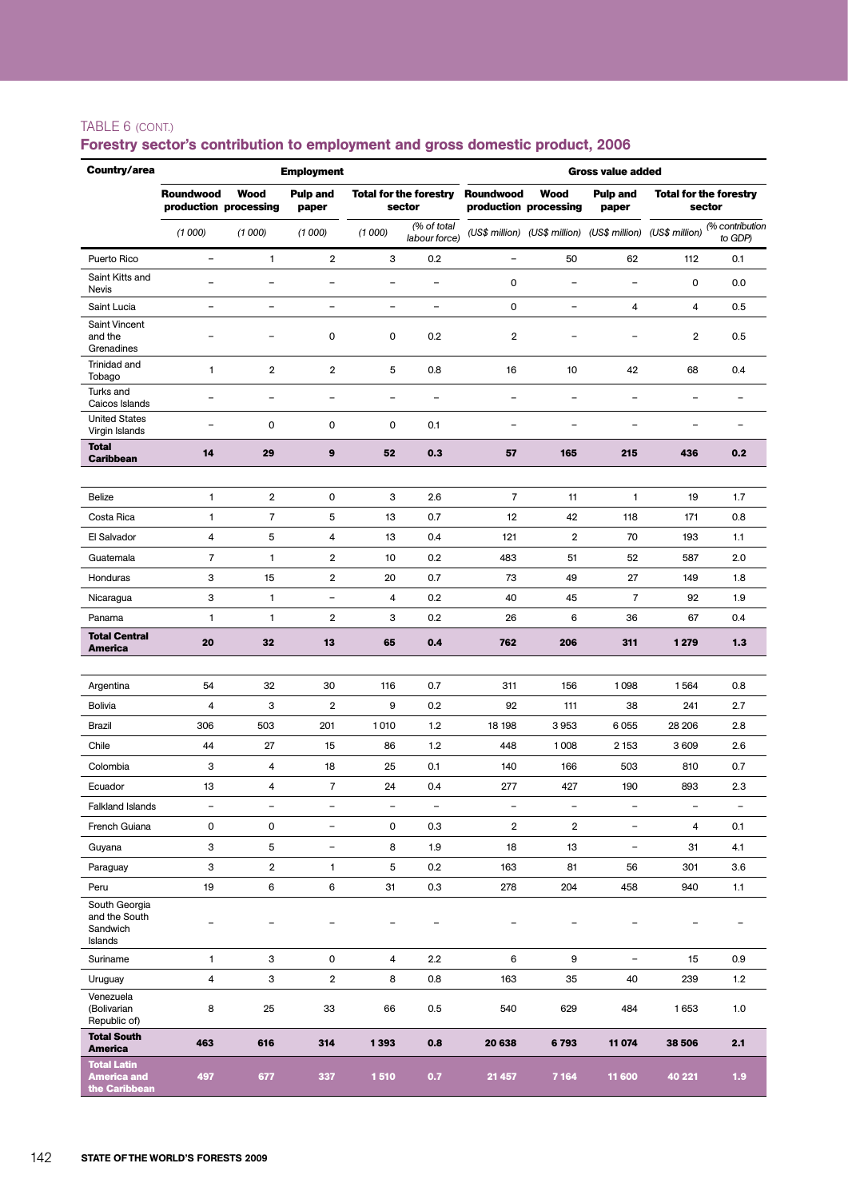TABLE 6 (CONT.)

## Forestry sector's contribution to employment and gross domestic product, 2006

| Country/area | Employment | | | | | Gross value added | | | | |
|---|---|---|---|---|---|---|---|---|---|---|
| | Roundwood production | Wood processing | Pulp and paper | Total for the forestry sector | | Roundwood production | Wood processing | Pulp and paper | Total for the forestry sector | |
| | *(1 000)* | *(1 000)* | *(1 000)* | *(1 000)* | *(% of total labour force)* | *(US$ million)* | *(US$ million)* | *(US$ million)* | *(US$ million)* | *(% contribution to GDP)* |
| Puerto Rico | – | 1 | 2 | 3 | 0.2 | – | 50 | 62 | 112 | 0.1 |
| Saint Kitts and Nevis | – | – | – | – | – | 0 | – | – | 0 | 0.0 |
| Saint Lucia | – | – | – | – | – | 0 | – | 4 | 4 | 0.5 |
| Saint Vincent and the Grenadines | – | – | 0 | 0 | 0.2 | 2 | – | – | 2 | 0.5 |
| Trinidad and Tobago | 1 | 2 | 2 | 5 | 0.8 | 16 | 10 | 42 | 68 | 0.4 |
| Turks and Caicos Islands | – | – | – | – | – | – | – | – | – | – |
| United States Virgin Islands | – | 0 | 0 | 0 | 0.1 | – | – | – | – | – |
| **Total Caribbean** | **14** | **29** | **9** | **52** | **0.3** | **57** | **165** | **215** | **436** | **0.2** |
| | | | | | | | | | | |
| Belize | 1 | 2 | 0 | 3 | 2.6 | 7 | 11 | 1 | 19 | 1.7 |
| Costa Rica | 1 | 7 | 5 | 13 | 0.7 | 12 | 42 | 118 | 171 | 0.8 |
| El Salvador | 4 | 5 | 4 | 13 | 0.4 | 121 | 2 | 70 | 193 | 1.1 |
| Guatemala | 7 | 1 | 2 | 10 | 0.2 | 483 | 51 | 52 | 587 | 2.0 |
| Honduras | 3 | 15 | 2 | 20 | 0.7 | 73 | 49 | 27 | 149 | 1.8 |
| Nicaragua | 3 | 1 | – | 4 | 0.2 | 40 | 45 | 7 | 92 | 1.9 |
| Panama | 1 | 1 | 2 | 3 | 0.2 | 26 | 6 | 36 | 67 | 0.4 |
| **Total Central America** | **20** | **32** | **13** | **65** | **0.4** | **762** | **206** | **311** | **1 279** | **1.3** |
| | | | | | | | | | | |
| Argentina | 54 | 32 | 30 | 116 | 0.7 | 311 | 156 | 1 098 | 1 564 | 0.8 |
| Bolivia | 4 | 3 | 2 | 9 | 0.2 | 92 | 111 | 38 | 241 | 2.7 |
| Brazil | 306 | 503 | 201 | 1 010 | 1.2 | 18 198 | 3 953 | 6 055 | 28 206 | 2.8 |
| Chile | 44 | 27 | 15 | 86 | 1.2 | 448 | 1 008 | 2 153 | 3 609 | 2.6 |
| Colombia | 3 | 4 | 18 | 25 | 0.1 | 140 | 166 | 503 | 810 | 0.7 |
| Ecuador | 13 | 4 | 7 | 24 | 0.4 | 277 | 427 | 190 | 893 | 2.3 |
| Falkland Islands | – | – | – | – | – | – | – | – | – | – |
| French Guiana | 0 | 0 | – | 0 | 0.3 | 2 | 2 | – | 4 | 0.1 |
| Guyana | 3 | 5 | – | 8 | 1.9 | 18 | 13 | – | 31 | 4.1 |
| Paraguay | 3 | 2 | 1 | 5 | 0.2 | 163 | 81 | 56 | 301 | 3.6 |
| Peru | 19 | 6 | 6 | 31 | 0.3 | 278 | 204 | 458 | 940 | 1.1 |
| South Georgia and the South Sandwich Islands | – | – | – | – | – | – | – | – | – | – |
| Suriname | 1 | 3 | 0 | 4 | 2.2 | 6 | 9 | – | 15 | 0.9 |
| Uruguay | 4 | 3 | 2 | 8 | 0.8 | 163 | 35 | 40 | 239 | 1.2 |
| Venezuela (Bolivarian Republic of) | 8 | 25 | 33 | 66 | 0.5 | 540 | 629 | 484 | 1 653 | 1.0 |
| **Total South America** | **463** | **616** | **314** | **1 393** | **0.8** | **20 638** | **6 793** | **11 074** | **38 506** | **2.1** |
| **Total Latin America and the Caribbean** | **497** | **677** | **337** | **1 510** | **0.7** | **21 457** | **7 164** | **11 600** | **40 221** | **1.9** |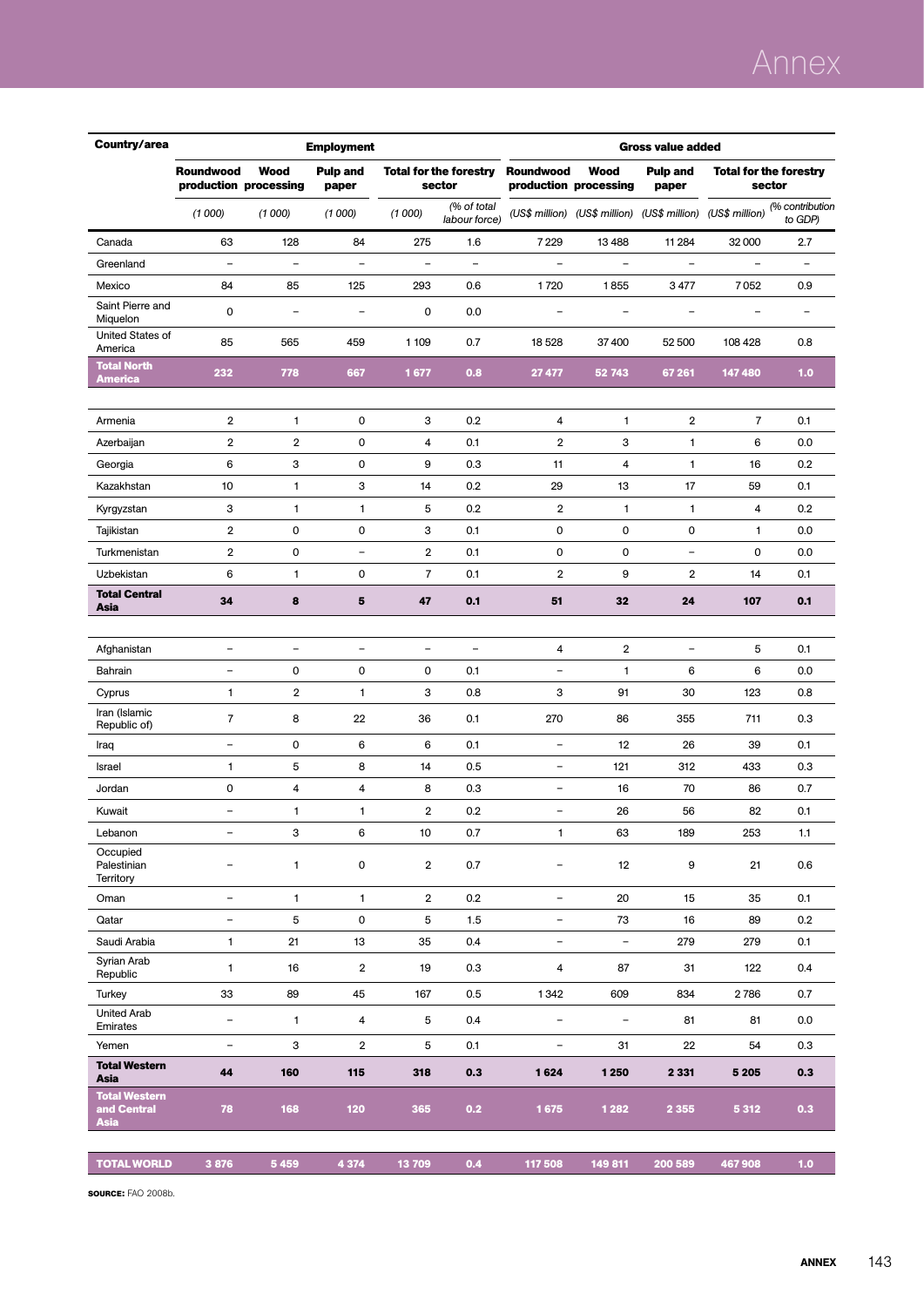| Country/area | Employment | | | | | Gross value added | | | | |
|---|---|---|---|---|---|---|---|---|---|---|
| | Roundwood production | Wood processing | Pulp and paper | Total for the forestry sector | | Roundwood production | Wood processing | Pulp and paper | Total for the forestry sector | |
| | *(1 000)* | *(1 000)* | *(1 000)* | *(1 000)* | *(% of total labour force)* | *(US$ million)* | *(US$ million)* | *(US$ million)* | *(US$ million)* | *(% contribution to GDP)* |
| Canada | 63 | 128 | 84 | 275 | 1.6 | 7 229 | 13 488 | 11 284 | 32 000 | 2.7 |
| Greenland | – | – | – | – | – | – | – | – | – | – |
| Mexico | 84 | 85 | 125 | 293 | 0.6 | 1 720 | 1 855 | 3 477 | 7 052 | 0.9 |
| Saint Pierre and Miquelon | 0 | – | – | 0 | 0.0 | – | – | – | – | – |
| United States of America | 85 | 565 | 459 | 1 109 | 0.7 | 18 528 | 37 400 | 52 500 | 108 428 | 0.8 |
| **Total North America** | **232** | **778** | **667** | **1 677** | **0.8** | **27 477** | **52 743** | **67 261** | **147 480** | **1.0** |
| | | | | | | | | | | |
| Armenia | 2 | 1 | 0 | 3 | 0.2 | 4 | 1 | 2 | 7 | 0.1 |
| Azerbaijan | 2 | 2 | 0 | 4 | 0.1 | 2 | 3 | 1 | 6 | 0.0 |
| Georgia | 6 | 3 | 0 | 9 | 0.3 | 11 | 4 | 1 | 16 | 0.2 |
| Kazakhstan | 10 | 1 | 3 | 14 | 0.2 | 29 | 13 | 17 | 59 | 0.1 |
| Kyrgyzstan | 3 | 1 | 1 | 5 | 0.2 | 2 | 1 | 1 | 4 | 0.2 |
| Tajikistan | 2 | 0 | 0 | 3 | 0.1 | 0 | 0 | 0 | 1 | 0.0 |
| Turkmenistan | 2 | 0 | – | 2 | 0.1 | 0 | 0 | – | 0 | 0.0 |
| Uzbekistan | 6 | 1 | 0 | 7 | 0.1 | 2 | 9 | 2 | 14 | 0.1 |
| **Total Central Asia** | **34** | **8** | **5** | **47** | **0.1** | **51** | **32** | **24** | **107** | **0.1** |
| | | | | | | | | | | |
| Afghanistan | – | – | – | – | – | 4 | 2 | – | 5 | 0.1 |
| Bahrain | – | 0 | 0 | 0 | 0.1 | – | 1 | 6 | 6 | 0.0 |
| Cyprus | 1 | 2 | 1 | 3 | 0.8 | 3 | 91 | 30 | 123 | 0.8 |
| Iran (Islamic Republic of) | 7 | 8 | 22 | 36 | 0.1 | 270 | 86 | 355 | 711 | 0.3 |
| Iraq | – | 0 | 6 | 6 | 0.1 | – | 12 | 26 | 39 | 0.1 |
| Israel | 1 | 5 | 8 | 14 | 0.5 | – | 121 | 312 | 433 | 0.3 |
| Jordan | 0 | 4 | 4 | 8 | 0.3 | – | 16 | 70 | 86 | 0.7 |
| Kuwait | – | 1 | 1 | 2 | 0.2 | – | 26 | 56 | 82 | 0.1 |
| Lebanon | – | 3 | 6 | 10 | 0.7 | 1 | 63 | 189 | 253 | 1.1 |
| Occupied Palestinian Territory | – | 1 | 0 | 2 | 0.7 | – | 12 | 9 | 21 | 0.6 |
| Oman | – | 1 | 1 | 2 | 0.2 | – | 20 | 15 | 35 | 0.1 |
| Qatar | – | 5 | 0 | 5 | 1.5 | – | 73 | 16 | 89 | 0.2 |
| Saudi Arabia | 1 | 21 | 13 | 35 | 0.4 | – | – | 279 | 279 | 0.1 |
| Syrian Arab Republic | 1 | 16 | 2 | 19 | 0.3 | 4 | 87 | 31 | 122 | 0.4 |
| Turkey | 33 | 89 | 45 | 167 | 0.5 | 1 342 | 609 | 834 | 2 786 | 0.7 |
| United Arab Emirates | – | 1 | 4 | 5 | 0.4 | – | – | 81 | 81 | 0.0 |
| Yemen | – | 3 | 2 | 5 | 0.1 | – | 31 | 22 | 54 | 0.3 |
| **Total Western Asia** | **44** | **160** | **115** | **318** | **0.3** | **1 624** | **1 250** | **2 331** | **5 205** | **0.3** |
| **Total Western and Central Asia** | **78** | **168** | **120** | **365** | **0.2** | **1 675** | **1 282** | **2 355** | **5 312** | **0.3** |
| | | | | | | | | | | |
| **TOTAL WORLD** | **3 876** | **5 459** | **4 374** | **13 709** | **0.4** | **117 508** | **149 811** | **200 589** | **467 908** | **1.0** |

**SOURCE:** FAO 2008b.